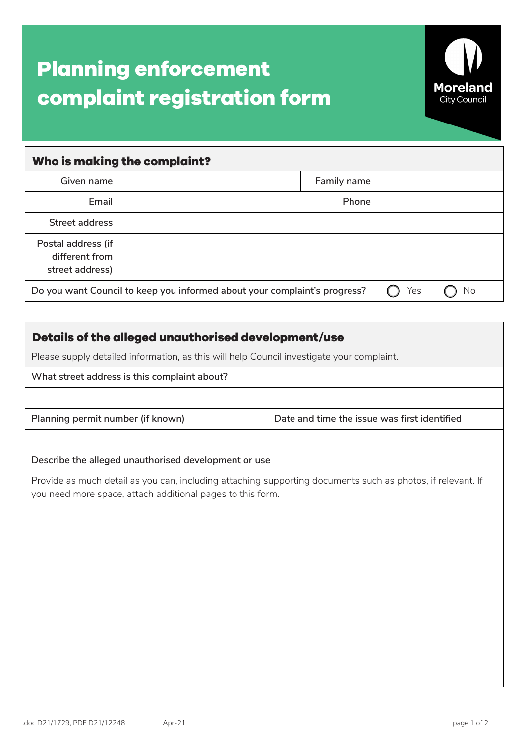# Planning enforcement complaint registration form

Moreland City Council

## Who is making the complaint?

| Given name | | Family name | |
|---|---|---|---|
| Email | | Phone | |
| Street address | | | |
| Postal address (if different from street address) | | | |

Do you want Council to keep you informed about your complaint's progress? ◯ Yes ◯ No

## Details of the alleged unauthorised development/use

Please supply detailed information, as this will help Council investigate your complaint.

What street address is this complaint about?

| Planning permit number (if known) | Date and time the issue was first identified |
|---|---|
| | |

Describe the alleged unauthorised development or use

Provide as much detail as you can, including attaching supporting documents such as photos, if relevant. If you need more space, attach additional pages to this form.

.doc D21/1729, PDF D21/12248 Apr-21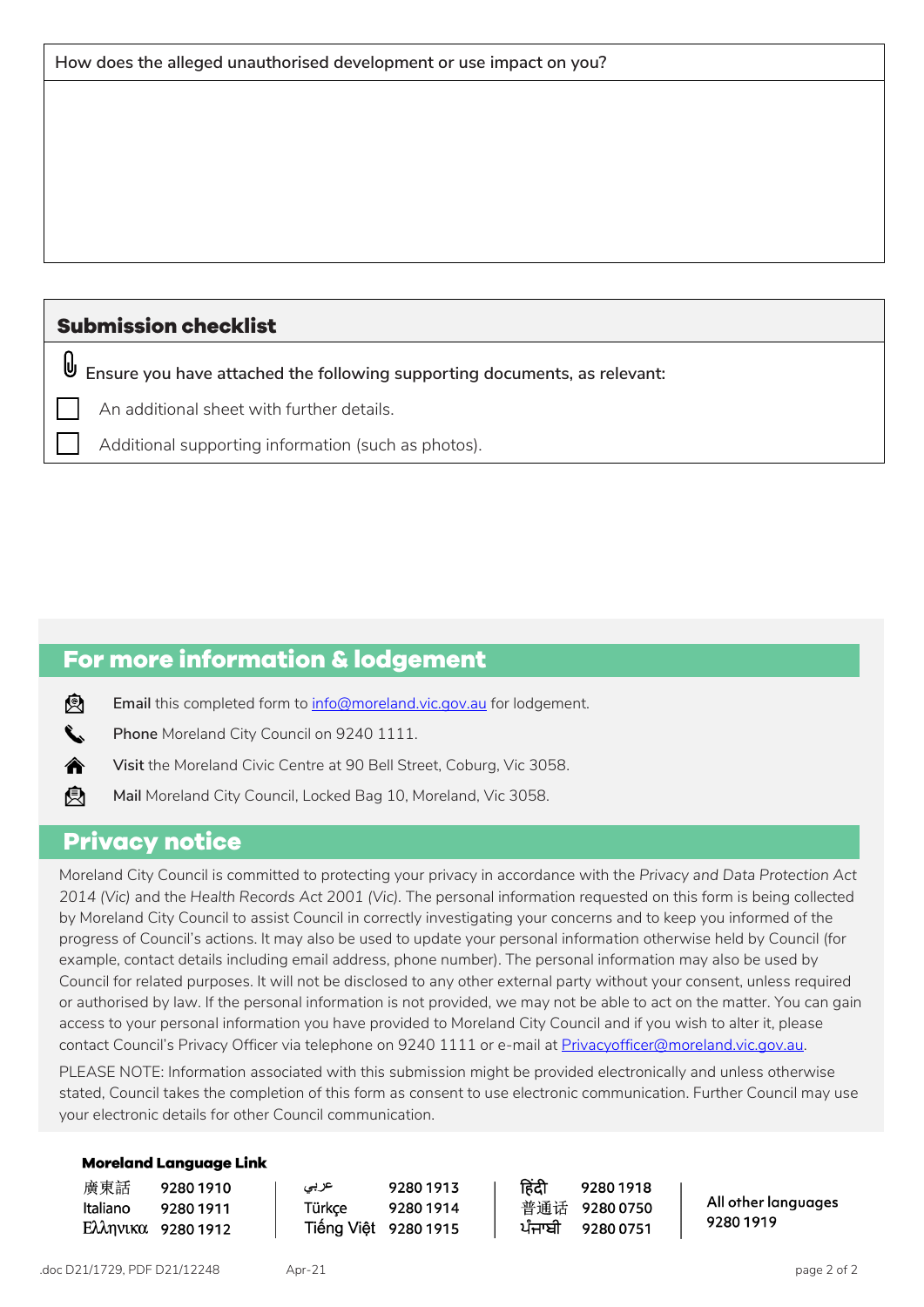How does the alleged unauthorised development or use impact on you?

## Submission checklist

Ensure you have attached the following supporting documents, as relevant:

- [ ] An additional sheet with further details.
- [ ] Additional supporting information (such as photos).

## For more information & lodgement

**Email** this completed form to info@moreland.vic.gov.au for lodgement.

**Phone** Moreland City Council on 9240 1111.

**Visit** the Moreland Civic Centre at 90 Bell Street, Coburg, Vic 3058.

**Mail** Moreland City Council, Locked Bag 10, Moreland, Vic 3058.

## Privacy notice

Moreland City Council is committed to protecting your privacy in accordance with the *Privacy and Data Protection Act 2014 (Vic)* and the *Health Records Act 2001 (Vic)*. The personal information requested on this form is being collected by Moreland City Council to assist Council in correctly investigating your concerns and to keep you informed of the progress of Council's actions. It may also be used to update your personal information otherwise held by Council (for example, contact details including email address, phone number). The personal information may also be used by Council for related purposes. It will not be disclosed to any other external party without your consent, unless required or authorised by law. If the personal information is not provided, we may not be able to act on the matter. You can gain access to your personal information you have provided to Moreland City Council and if you wish to alter it, please contact Council's Privacy Officer via telephone on 9240 1111 or e-mail at Privacyofficer@moreland.vic.gov.au.

PLEASE NOTE: Information associated with this submission might be provided electronically and unless otherwise stated, Council takes the completion of this form as consent to use electronic communication. Further Council may use your electronic details for other Council communication.

**Moreland Language Link**

| | | | | | | |
|---|---|---|---|---|---|---|
| 廣東話 | 9280 1910 | عربي | 9280 1913 | हिंदी | 9280 1918 | All other languages 9280 1919 |
| Italiano | 9280 1911 | Türkçe | 9280 1914 | 普通话 | 9280 0750 | |
| Ελληνικα | 9280 1912 | Tiếng Việt | 9280 1915 | ਪੰਜਾਬੀ | 9280 0751 | |

.doc D21/1729, PDF D21/12248 Apr-21